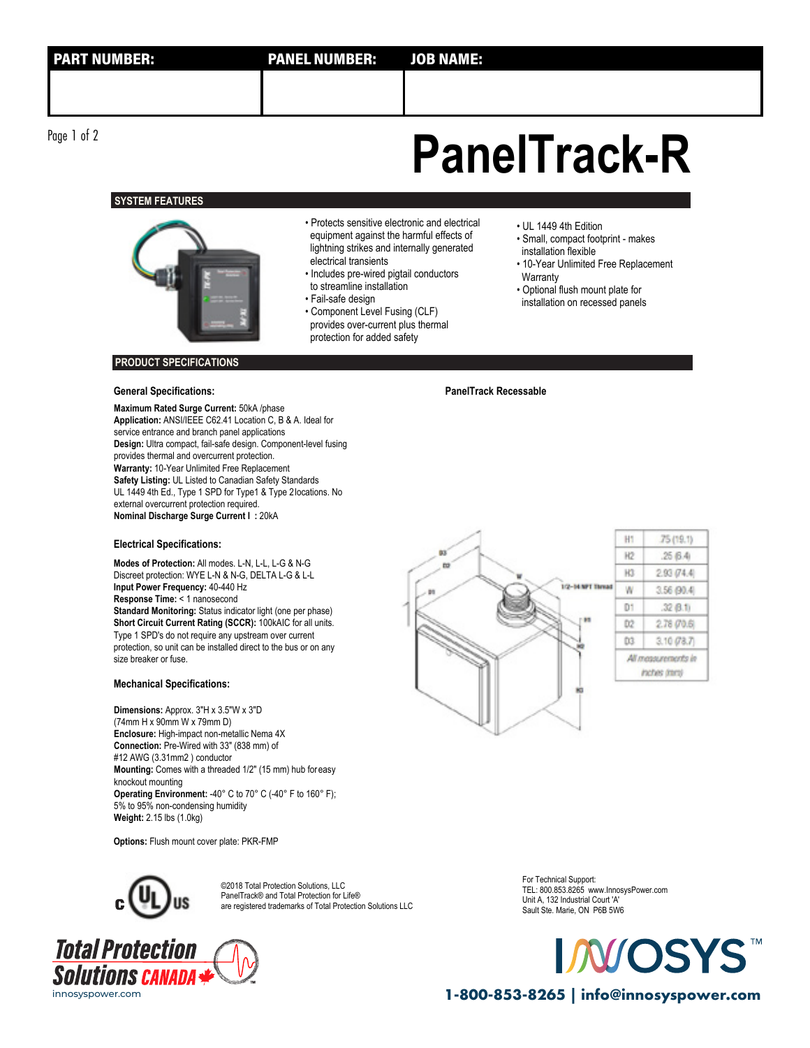| PART NUMBER: | PANEL NUMBER: | JOB NAME: |
|---|---|---|
| | | |

# PanelTrack-R

## SYSTEM FEATURES

- Protects sensitive electronic and electrical equipment against the harmful effects of lightning strikes and internally generated electrical transients
- Includes pre-wired pigtail conductors to streamline installation
- Fail-safe design
- Component Level Fusing (CLF) provides over-current plus thermal protection for added safety
- UL 1449 4th Edition
- Small, compact footprint - makes installation flexible
- 10-Year Unlimited Free Replacement Warranty
- Optional flush mount plate for installation on recessed panels

## PRODUCT SPECIFICATIONS

### General Specifications:

**Maximum Rated Surge Current:** 50kA /phase
**Application:** ANSI/IEEE C62.41 Location C, B & A. Ideal for service entrance and branch panel applications
**Design:** Ultra compact, fail-safe design. Component-level fusing provides thermal and overcurrent protection.
**Warranty:** 10-Year Unlimited Free Replacement
**Safety Listing:** UL Listed to Canadian Safety Standards UL 1449 4th Ed., Type 1 SPD for Type1 & Type 2 locations. No external overcurrent protection required.
**Nominal Discharge Surge Current I :** 20kA

### Electrical Specifications:

**Modes of Protection:** All modes. L-N, L-L, L-G & N-G
Discreet protection: WYE L-N & N-G, DELTA L-G & L-L
**Input Power Frequency:** 40-440 Hz
**Response Time:** < 1 nanosecond
**Standard Monitoring:** Status indicator light (one per phase)
**Short Circuit Current Rating (SCCR):** 100kAIC for all units. Type 1 SPD's do not require any upstream over current protection, so unit can be installed direct to the bus or on any size breaker or fuse.

### Mechanical Specifications:

**Dimensions:** Approx. 3"H x 3.5"W x 3"D (74mm H x 90mm W x 79mm D)
**Enclosure:** High-impact non-metallic Nema 4X
**Connection:** Pre-Wired with 33" (838 mm) of #12 AWG (3.31mm2 ) conductor
**Mounting:** Comes with a threaded 1/2" (15 mm) hub for easy knockout mounting
**Operating Environment:** -40° C to 70° C (-40° F to 160° F); 5% to 95% non-condensing humidity
**Weight:** 2.15 lbs (1.0kg)

**Options:** Flush mount cover plate: PKR-FMP

### PanelTrack Recessable

1/2-14 NPT Thread

| | |
|---|---|
| H1 | .75 (19.1) |
| H2 | .25 (6.4) |
| H3 | 2.93 (74.4) |
| W | 3.56 (90.4) |
| D1 | .32 (8.1) |
| D2 | 2.78 (70.6) |
| D3 | 3.10 (78.7) |
| *All measurements in inches (mm)* | |

©2018 Total Protection Solutions, LLC
PanelTrack® and Total Protection for Life® are registered trademarks of Total Protection Solutions LLC

For Technical Support:
TEL: 800.853.8265 www.InnosysPower.com
Unit A, 132 Industrial Court 'A'
Sault Ste. Marie, ON P6B 5W6

Total Protection Solutions CANADA
innosyspower.com

INNOSYS™
1-800-853-8265 | info@innosyspower.com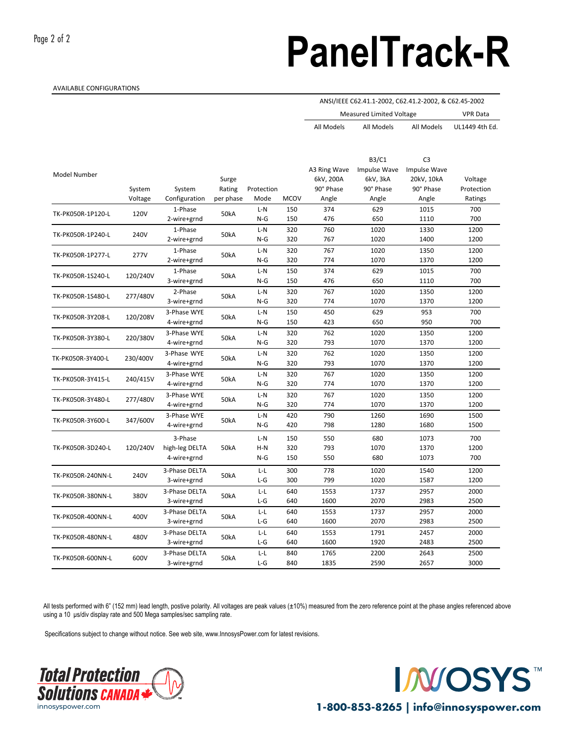# PanelTrack-R

AVAILABLE CONFIGURATIONS

| Model Number | System Voltage | System Configuration | Surge Rating per phase | Protection Mode | MCOV | ANSI/IEEE C62.41.1-2002, C62.41.2-2002, & C62.45-2002 Measured Limited Voltage All Models A3 Ring Wave 6kV, 200A 90° Phase Angle | All Models B3/C1 Impulse Wave 6kV, 3kA 90° Phase Angle | All Models C3 Impulse Wave 20kV, 10kA 90° Phase Angle | VPR Data UL1449 4th Ed. Voltage Protection Ratings |
|---|---|---|---|---|---|---|---|---|---|
| TK-PK050R-1P120-L | 120V | 1-Phase 2-wire+grnd | 50kA | L-N | 150 | 374 | 629 | 1015 | 700 |
| | | | | N-G | 150 | 476 | 650 | 1110 | 700 |
| TK-PK050R-1P240-L | 240V | 1-Phase 2-wire+grnd | 50kA | L-N | 320 | 760 | 1020 | 1330 | 1200 |
| | | | | N-G | 320 | 767 | 1020 | 1400 | 1200 |
| TK-PK050R-1P277-L | 277V | 1-Phase 2-wire+grnd | 50kA | L-N | 320 | 767 | 1020 | 1350 | 1200 |
| | | | | N-G | 320 | 774 | 1070 | 1370 | 1200 |
| TK-PK050R-1S240-L | 120/240V | 1-Phase 3-wire+grnd | 50kA | L-N | 150 | 374 | 629 | 1015 | 700 |
| | | | | N-G | 150 | 476 | 650 | 1110 | 700 |
| TK-PK050R-1S480-L | 277/480V | 2-Phase 3-wire+grnd | 50kA | L-N | 320 | 767 | 1020 | 1350 | 1200 |
| | | | | N-G | 320 | 774 | 1070 | 1370 | 1200 |
| TK-PK050R-3Y208-L | 120/208V | 3-Phase WYE 4-wire+grnd | 50kA | L-N | 150 | 450 | 629 | 953 | 700 |
| | | | | N-G | 150 | 423 | 650 | 950 | 700 |
| TK-PK050R-3Y380-L | 220/380V | 3-Phase WYE 4-wire+grnd | 50kA | L-N | 320 | 762 | 1020 | 1350 | 1200 |
| | | | | N-G | 320 | 793 | 1070 | 1370 | 1200 |
| TK-PK050R-3Y400-L | 230/400V | 3-Phase WYE 4-wire+grnd | 50kA | L-N | 320 | 762 | 1020 | 1350 | 1200 |
| | | | | N-G | 320 | 793 | 1070 | 1370 | 1200 |
| TK-PK050R-3Y415-L | 240/415V | 3-Phase WYE 4-wire+grnd | 50kA | L-N | 320 | 767 | 1020 | 1350 | 1200 |
| | | | | N-G | 320 | 774 | 1070 | 1370 | 1200 |
| TK-PK050R-3Y480-L | 277/480V | 3-Phase WYE 4-wire+grnd | 50kA | L-N | 320 | 767 | 1020 | 1350 | 1200 |
| | | | | N-G | 320 | 774 | 1070 | 1370 | 1200 |
| TK-PK050R-3Y600-L | 347/600V | 3-Phase WYE 4-wire+grnd | 50kA | L-N | 420 | 790 | 1260 | 1690 | 1500 |
| | | | | N-G | 420 | 798 | 1280 | 1680 | 1500 |
| TK-PK050R-3D240-L | 120/240V | 3-Phase high-leg DELTA 4-wire+grnd | 50kA | L-N | 150 | 550 | 680 | 1073 | 700 |
| | | | | H-N | 320 | 793 | 1070 | 1370 | 1200 |
| | | | | N-G | 150 | 550 | 680 | 1073 | 700 |
| TK-PK050R-240NN-L | 240V | 3-Phase DELTA 3-wire+grnd | 50kA | L-L | 300 | 778 | 1020 | 1540 | 1200 |
| | | | | L-G | 300 | 799 | 1020 | 1587 | 1200 |
| TK-PK050R-380NN-L | 380V | 3-Phase DELTA 3-wire+grnd | 50kA | L-L | 640 | 1553 | 1737 | 2957 | 2000 |
| | | | | L-G | 640 | 1600 | 2070 | 2983 | 2500 |
| TK-PK050R-400NN-L | 400V | 3-Phase DELTA 3-wire+grnd | 50kA | L-L | 640 | 1553 | 1737 | 2957 | 2000 |
| | | | | L-G | 640 | 1600 | 2070 | 2983 | 2500 |
| TK-PK050R-480NN-L | 480V | 3-Phase DELTA 3-wire+grnd | 50kA | L-L | 640 | 1553 | 1791 | 2457 | 2000 |
| | | | | L-G | 640 | 1600 | 1920 | 2483 | 2500 |
| TK-PK050R-600NN-L | 600V | 3-Phase DELTA 3-wire+grnd | 50kA | L-L | 840 | 1765 | 2200 | 2643 | 2500 |
| | | | | L-G | 840 | 1835 | 2590 | 2657 | 3000 |

All tests performed with 6" (152 mm) lead length, postive polarity. All voltages are peak values (±10%) measured from the zero reference point at the phase angles referenced above using a 10 µs/div display rate and 500 Mega samples/sec sampling rate.

Specifications subject to change without notice. See web site, www.InnosysPower.com for latest revisions.

Total Protection Solutions CANADA
innosyspower.com

INNOSYS™
1-800-853-8265 | info@innosyspower.com